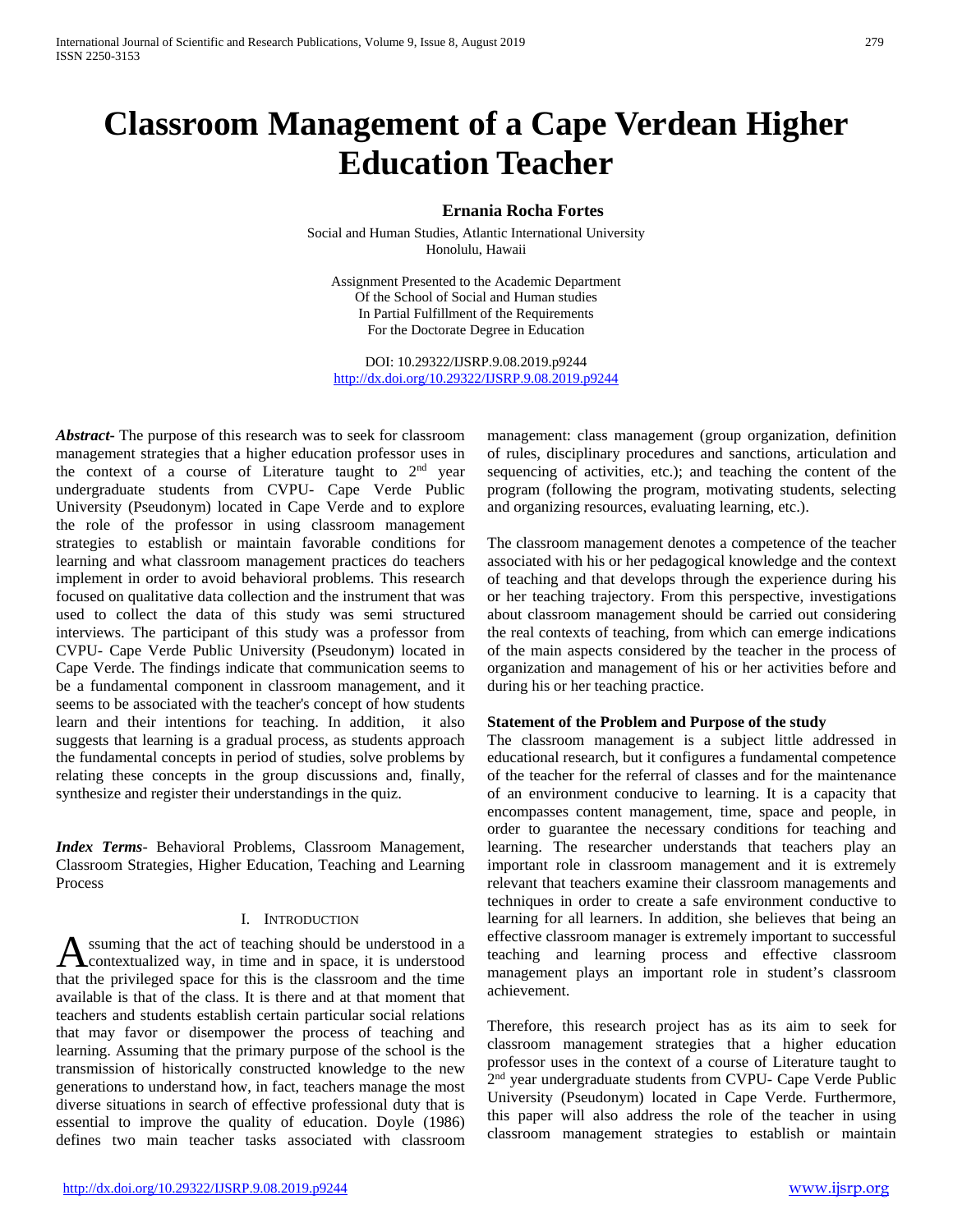# Classroom Management of a Cape Verdean Higher Education Teacher

**Ernania Rocha Fortes**

Social and Human Studies, Atlantic International University
Honolulu, Hawaii

Assignment Presented to the Academic Department
Of the School of Social and Human studies
In Partial Fulfillment of the Requirements
For the Doctorate Degree in Education

DOI: 10.29322/IJSRP.9.08.2019.p9244
http://dx.doi.org/10.29322/IJSRP.9.08.2019.p9244

***Abstract***- The purpose of this research was to seek for classroom management strategies that a higher education professor uses in the context of a course of Literature taught to 2nd year undergraduate students from CVPU- Cape Verde Public University (Pseudonym) located in Cape Verde and to explore the role of the professor in using classroom management strategies to establish or maintain favorable conditions for learning and what classroom management practices do teachers implement in order to avoid behavioral problems. This research focused on qualitative data collection and the instrument that was used to collect the data of this study was semi structured interviews. The participant of this study was a professor from CVPU- Cape Verde Public University (Pseudonym) located in Cape Verde. The findings indicate that communication seems to be a fundamental component in classroom management, and it seems to be associated with the teacher's concept of how students learn and their intentions for teaching. In addition, it also suggests that learning is a gradual process, as students approach the fundamental concepts in period of studies, solve problems by relating these concepts in the group discussions and, finally, synthesize and register their understandings in the quiz.

***Index Terms***- Behavioral Problems, Classroom Management, Classroom Strategies, Higher Education, Teaching and Learning Process

## I. Introduction

Assuming that the act of teaching should be understood in a contextualized way, in time and in space, it is understood that the privileged space for this is the classroom and the time available is that of the class. It is there and at that moment that teachers and students establish certain particular social relations that may favor or disempower the process of teaching and learning. Assuming that the primary purpose of the school is the transmission of historically constructed knowledge to the new generations to understand how, in fact, teachers manage the most diverse situations in search of effective professional duty that is essential to improve the quality of education. Doyle (1986) defines two main teacher tasks associated with classroom management: class management (group organization, definition of rules, disciplinary procedures and sanctions, articulation and sequencing of activities, etc.); and teaching the content of the program (following the program, motivating students, selecting and organizing resources, evaluating learning, etc.).

The classroom management denotes a competence of the teacher associated with his or her pedagogical knowledge and the context of teaching and that develops through the experience during his or her teaching trajectory. From this perspective, investigations about classroom management should be carried out considering the real contexts of teaching, from which can emerge indications of the main aspects considered by the teacher in the process of organization and management of his or her activities before and during his or her teaching practice.

**Statement of the Problem and Purpose of the study**

The classroom management is a subject little addressed in educational research, but it configures a fundamental competence of the teacher for the referral of classes and for the maintenance of an environment conducive to learning. It is a capacity that encompasses content management, time, space and people, in order to guarantee the necessary conditions for teaching and learning. The researcher understands that teachers play an important role in classroom management and it is extremely relevant that teachers examine their classroom managements and techniques in order to create a safe environment conductive to learning for all learners. In addition, she believes that being an effective classroom manager is extremely important to successful teaching and learning process and effective classroom management plays an important role in student's classroom achievement.

Therefore, this research project has as its aim to seek for classroom management strategies that a higher education professor uses in the context of a course of Literature taught to 2nd year undergraduate students from CVPU- Cape Verde Public University (Pseudonym) located in Cape Verde. Furthermore, this paper will also address the role of the teacher in using classroom management strategies to establish or maintain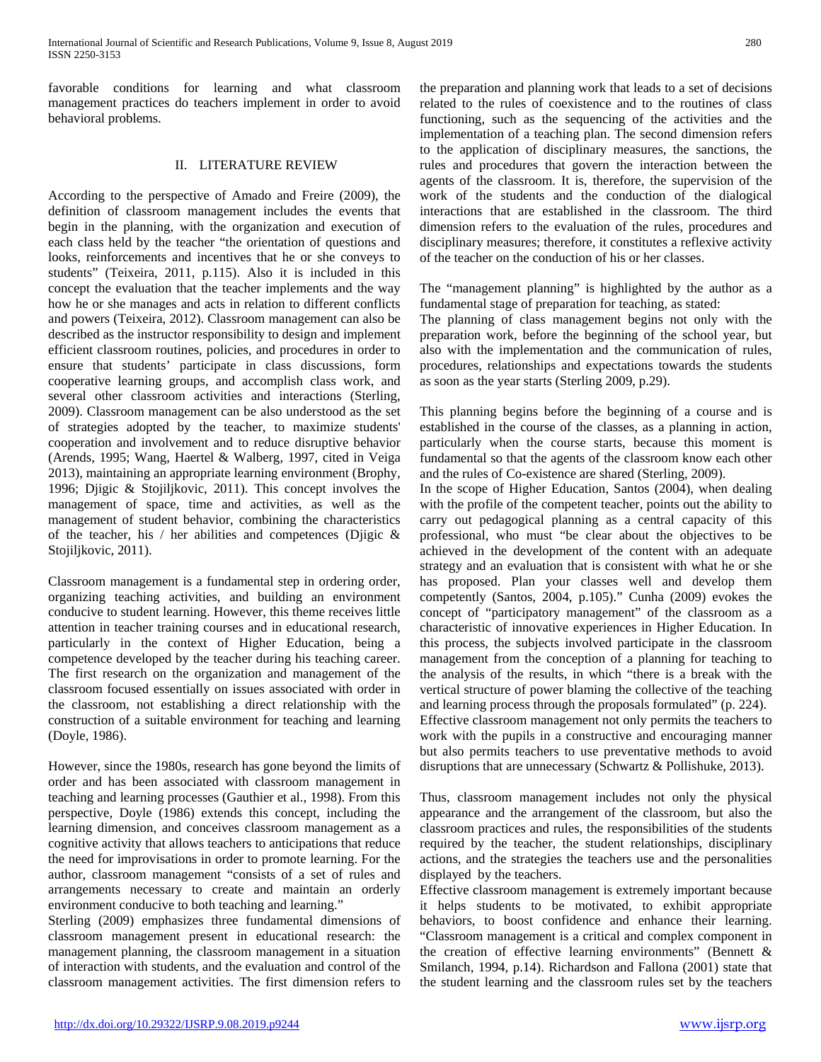favorable conditions for learning and what classroom management practices do teachers implement in order to avoid behavioral problems.

## II. LITERATURE REVIEW

According to the perspective of Amado and Freire (2009), the definition of classroom management includes the events that begin in the planning, with the organization and execution of each class held by the teacher "the orientation of questions and looks, reinforcements and incentives that he or she conveys to students" (Teixeira, 2011, p.115). Also it is included in this concept the evaluation that the teacher implements and the way how he or she manages and acts in relation to different conflicts and powers (Teixeira, 2012). Classroom management can also be described as the instructor responsibility to design and implement efficient classroom routines, policies, and procedures in order to ensure that students' participate in class discussions, form cooperative learning groups, and accomplish class work, and several other classroom activities and interactions (Sterling, 2009). Classroom management can be also understood as the set of strategies adopted by the teacher, to maximize students' cooperation and involvement and to reduce disruptive behavior (Arends, 1995; Wang, Haertel & Walberg, 1997, cited in Veiga 2013), maintaining an appropriate learning environment (Brophy, 1996; Djigic & Stojiljkovic, 2011). This concept involves the management of space, time and activities, as well as the management of student behavior, combining the characteristics of the teacher, his / her abilities and competences (Djigic & Stojiljkovic, 2011).

Classroom management is a fundamental step in ordering order, organizing teaching activities, and building an environment conducive to student learning. However, this theme receives little attention in teacher training courses and in educational research, particularly in the context of Higher Education, being a competence developed by the teacher during his teaching career. The first research on the organization and management of the classroom focused essentially on issues associated with order in the classroom, not establishing a direct relationship with the construction of a suitable environment for teaching and learning (Doyle, 1986).

However, since the 1980s, research has gone beyond the limits of order and has been associated with classroom management in teaching and learning processes (Gauthier et al., 1998). From this perspective, Doyle (1986) extends this concept, including the learning dimension, and conceives classroom management as a cognitive activity that allows teachers to anticipations that reduce the need for improvisations in order to promote learning. For the author, classroom management "consists of a set of rules and arrangements necessary to create and maintain an orderly environment conducive to both teaching and learning."

Sterling (2009) emphasizes three fundamental dimensions of classroom management present in educational research: the management planning, the classroom management in a situation of interaction with students, and the evaluation and control of the classroom management activities. The first dimension refers to the preparation and planning work that leads to a set of decisions related to the rules of coexistence and to the routines of class functioning, such as the sequencing of the activities and the implementation of a teaching plan. The second dimension refers to the application of disciplinary measures, the sanctions, the rules and procedures that govern the interaction between the agents of the classroom. It is, therefore, the supervision of the work of the students and the conduction of the dialogical interactions that are established in the classroom. The third dimension refers to the evaluation of the rules, procedures and disciplinary measures; therefore, it constitutes a reflexive activity of the teacher on the conduction of his or her classes.

The "management planning" is highlighted by the author as a fundamental stage of preparation for teaching, as stated:

The planning of class management begins not only with the preparation work, before the beginning of the school year, but also with the implementation and the communication of rules, procedures, relationships and expectations towards the students as soon as the year starts (Sterling 2009, p.29).

This planning begins before the beginning of a course and is established in the course of the classes, as a planning in action, particularly when the course starts, because this moment is fundamental so that the agents of the classroom know each other and the rules of Co-existence are shared (Sterling, 2009).

In the scope of Higher Education, Santos (2004), when dealing with the profile of the competent teacher, points out the ability to carry out pedagogical planning as a central capacity of this professional, who must "be clear about the objectives to be achieved in the development of the content with an adequate strategy and an evaluation that is consistent with what he or she has proposed. Plan your classes well and develop them competently (Santos, 2004, p.105)." Cunha (2009) evokes the concept of "participatory management" of the classroom as a characteristic of innovative experiences in Higher Education. In this process, the subjects involved participate in the classroom management from the conception of a planning for teaching to the analysis of the results, in which "there is a break with the vertical structure of power blaming the collective of the teaching and learning process through the proposals formulated" (p. 224).

Effective classroom management not only permits the teachers to work with the pupils in a constructive and encouraging manner but also permits teachers to use preventative methods to avoid disruptions that are unnecessary (Schwartz & Pollishuke, 2013).

Thus, classroom management includes not only the physical appearance and the arrangement of the classroom, but also the classroom practices and rules, the responsibilities of the students required by the teacher, the student relationships, disciplinary actions, and the strategies the teachers use and the personalities displayed by the teachers.

Effective classroom management is extremely important because it helps students to be motivated, to exhibit appropriate behaviors, to boost confidence and enhance their learning. "Classroom management is a critical and complex component in the creation of effective learning environments" (Bennett & Smilanch, 1994, p.14). Richardson and Fallona (2001) state that the student learning and the classroom rules set by the teachers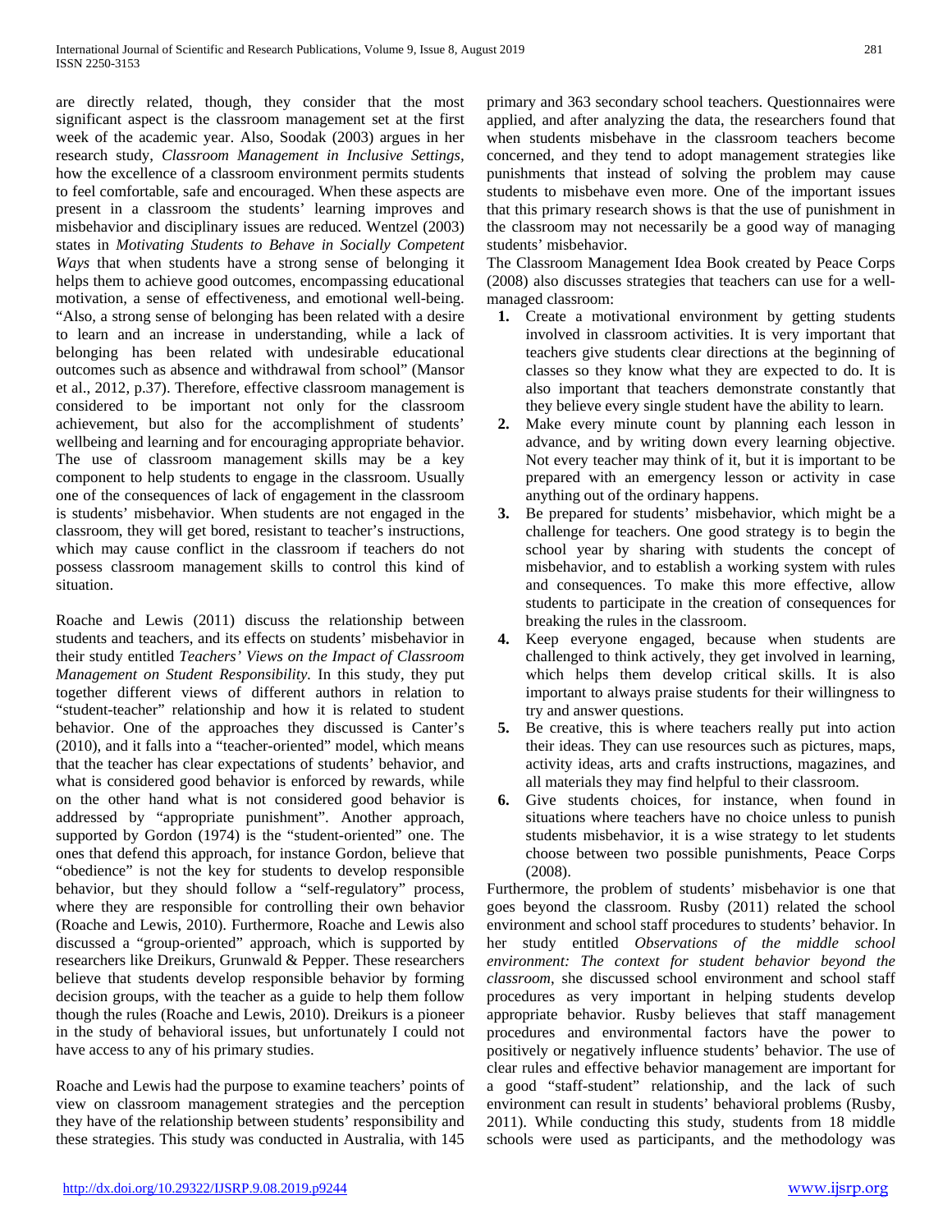are directly related, though, they consider that the most significant aspect is the classroom management set at the first week of the academic year. Also, Soodak (2003) argues in her research study, *Classroom Management in Inclusive Settings*, how the excellence of a classroom environment permits students to feel comfortable, safe and encouraged. When these aspects are present in a classroom the students' learning improves and misbehavior and disciplinary issues are reduced. Wentzel (2003) states in *Motivating Students to Behave in Socially Competent Ways* that when students have a strong sense of belonging it helps them to achieve good outcomes, encompassing educational motivation, a sense of effectiveness, and emotional well-being. "Also, a strong sense of belonging has been related with a desire to learn and an increase in understanding, while a lack of belonging has been related with undesirable educational outcomes such as absence and withdrawal from school" (Mansor et al., 2012, p.37). Therefore, effective classroom management is considered to be important not only for the classroom achievement, but also for the accomplishment of students' wellbeing and learning and for encouraging appropriate behavior. The use of classroom management skills may be a key component to help students to engage in the classroom. Usually one of the consequences of lack of engagement in the classroom is students' misbehavior. When students are not engaged in the classroom, they will get bored, resistant to teacher's instructions, which may cause conflict in the classroom if teachers do not possess classroom management skills to control this kind of situation.

Roache and Lewis (2011) discuss the relationship between students and teachers, and its effects on students' misbehavior in their study entitled *Teachers' Views on the Impact of Classroom Management on Student Responsibility*. In this study, they put together different views of different authors in relation to "student-teacher" relationship and how it is related to student behavior. One of the approaches they discussed is Canter's (2010), and it falls into a "teacher-oriented" model, which means that the teacher has clear expectations of students' behavior, and what is considered good behavior is enforced by rewards, while on the other hand what is not considered good behavior is addressed by "appropriate punishment". Another approach, supported by Gordon (1974) is the "student-oriented" one. The ones that defend this approach, for instance Gordon, believe that "obedience" is not the key for students to develop responsible behavior, but they should follow a "self-regulatory" process, where they are responsible for controlling their own behavior (Roache and Lewis, 2010). Furthermore, Roache and Lewis also discussed a "group-oriented" approach, which is supported by researchers like Dreikurs, Grunwald & Pepper. These researchers believe that students develop responsible behavior by forming decision groups, with the teacher as a guide to help them follow though the rules (Roache and Lewis, 2010). Dreikurs is a pioneer in the study of behavioral issues, but unfortunately I could not have access to any of his primary studies.

Roache and Lewis had the purpose to examine teachers' points of view on classroom management strategies and the perception they have of the relationship between students' responsibility and these strategies. This study was conducted in Australia, with 145 primary and 363 secondary school teachers. Questionnaires were applied, and after analyzing the data, the researchers found that when students misbehave in the classroom teachers become concerned, and they tend to adopt management strategies like punishments that instead of solving the problem may cause students to misbehave even more. One of the important issues that this primary research shows is that the use of punishment in the classroom may not necessarily be a good way of managing students' misbehavior.

The Classroom Management Idea Book created by Peace Corps (2008) also discusses strategies that teachers can use for a well-managed classroom:

1. Create a motivational environment by getting students involved in classroom activities. It is very important that teachers give students clear directions at the beginning of classes so they know what they are expected to do. It is also important that teachers demonstrate constantly that they believe every single student have the ability to learn.
2. Make every minute count by planning each lesson in advance, and by writing down every learning objective. Not every teacher may think of it, but it is important to be prepared with an emergency lesson or activity in case anything out of the ordinary happens.
3. Be prepared for students' misbehavior, which might be a challenge for teachers. One good strategy is to begin the school year by sharing with students the concept of misbehavior, and to establish a working system with rules and consequences. To make this more effective, allow students to participate in the creation of consequences for breaking the rules in the classroom.
4. Keep everyone engaged, because when students are challenged to think actively, they get involved in learning, which helps them develop critical skills. It is also important to always praise students for their willingness to try and answer questions.
5. Be creative, this is where teachers really put into action their ideas. They can use resources such as pictures, maps, activity ideas, arts and crafts instructions, magazines, and all materials they may find helpful to their classroom.
6. Give students choices, for instance, when found in situations where teachers have no choice unless to punish students misbehavior, it is a wise strategy to let students choose between two possible punishments, Peace Corps (2008).

Furthermore, the problem of students' misbehavior is one that goes beyond the classroom. Rusby (2011) related the school environment and school staff procedures to students' behavior. In her study entitled *Observations of the middle school environment: The context for student behavior beyond the classroom*, she discussed school environment and school staff procedures as very important in helping students develop appropriate behavior. Rusby believes that staff management procedures and environmental factors have the power to positively or negatively influence students' behavior. The use of clear rules and effective behavior management are important for a good "staff-student" relationship, and the lack of such environment can result in students' behavioral problems (Rusby, 2011). While conducting this study, students from 18 middle schools were used as participants, and the methodology was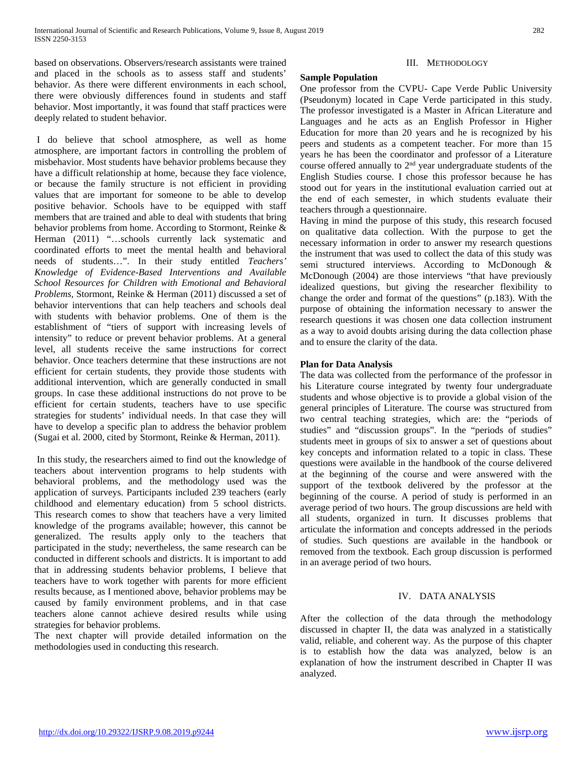based on observations. Observers/research assistants were trained and placed in the schools as to assess staff and students' behavior. As there were different environments in each school, there were obviously differences found in students and staff behavior. Most importantly, it was found that staff practices were deeply related to student behavior.

I do believe that school atmosphere, as well as home atmosphere, are important factors in controlling the problem of misbehavior. Most students have behavior problems because they have a difficult relationship at home, because they face violence, or because the family structure is not efficient in providing values that are important for someone to be able to develop positive behavior. Schools have to be equipped with staff members that are trained and able to deal with students that bring behavior problems from home. According to Stormont, Reinke & Herman (2011) "…schools currently lack systematic and coordinated efforts to meet the mental health and behavioral needs of students…". In their study entitled *Teachers' Knowledge of Evidence-Based Interventions and Available School Resources for Children with Emotional and Behavioral Problems,* Stormont, Reinke & Herman (2011) discussed a set of behavior interventions that can help teachers and schools deal with students with behavior problems. One of them is the establishment of "tiers of support with increasing levels of intensity" to reduce or prevent behavior problems. At a general level, all students receive the same instructions for correct behavior. Once teachers determine that these instructions are not efficient for certain students, they provide those students with additional intervention, which are generally conducted in small groups. In case these additional instructions do not prove to be efficient for certain students, teachers have to use specific strategies for students' individual needs. In that case they will have to develop a specific plan to address the behavior problem (Sugai et al. 2000, cited by Stormont, Reinke & Herman, 2011).

In this study, the researchers aimed to find out the knowledge of teachers about intervention programs to help students with behavioral problems, and the methodology used was the application of surveys. Participants included 239 teachers (early childhood and elementary education) from 5 school districts. This research comes to show that teachers have a very limited knowledge of the programs available; however, this cannot be generalized. The results apply only to the teachers that participated in the study; nevertheless, the same research can be conducted in different schools and districts. It is important to add that in addressing students behavior problems, I believe that teachers have to work together with parents for more efficient results because, as I mentioned above, behavior problems may be caused by family environment problems, and in that case teachers alone cannot achieve desired results while using strategies for behavior problems.

The next chapter will provide detailed information on the methodologies used in conducting this research.

## III. Methodology

**Sample Population**

One professor from the CVPU- Cape Verde Public University (Pseudonym) located in Cape Verde participated in this study. The professor investigated is a Master in African Literature and Languages and he acts as an English Professor in Higher Education for more than 20 years and he is recognized by his peers and students as a competent teacher. For more than 15 years he has been the coordinator and professor of a Literature course offered annually to 2nd year undergraduate students of the English Studies course. I chose this professor because he has stood out for years in the institutional evaluation carried out at the end of each semester, in which students evaluate their teachers through a questionnaire.

Having in mind the purpose of this study, this research focused on qualitative data collection. With the purpose to get the necessary information in order to answer my research questions the instrument that was used to collect the data of this study was semi structured interviews. According to McDonough & McDonough (2004) are those interviews "that have previously idealized questions, but giving the researcher flexibility to change the order and format of the questions" (p.183). With the purpose of obtaining the information necessary to answer the research questions it was chosen one data collection instrument as a way to avoid doubts arising during the data collection phase and to ensure the clarity of the data.

**Plan for Data Analysis**

The data was collected from the performance of the professor in his Literature course integrated by twenty four undergraduate students and whose objective is to provide a global vision of the general principles of Literature. The course was structured from two central teaching strategies, which are: the "periods of studies" and "discussion groups". In the "periods of studies" students meet in groups of six to answer a set of questions about key concepts and information related to a topic in class. These questions were available in the handbook of the course delivered at the beginning of the course and were answered with the support of the textbook delivered by the professor at the beginning of the course. A period of study is performed in an average period of two hours. The group discussions are held with all students, organized in turn. It discusses problems that articulate the information and concepts addressed in the periods of studies. Such questions are available in the handbook or removed from the textbook. Each group discussion is performed in an average period of two hours.

## IV. Data Analysis

After the collection of the data through the methodology discussed in chapter II, the data was analyzed in a statistically valid, reliable, and coherent way. As the purpose of this chapter is to establish how the data was analyzed, below is an explanation of how the instrument described in Chapter II was analyzed.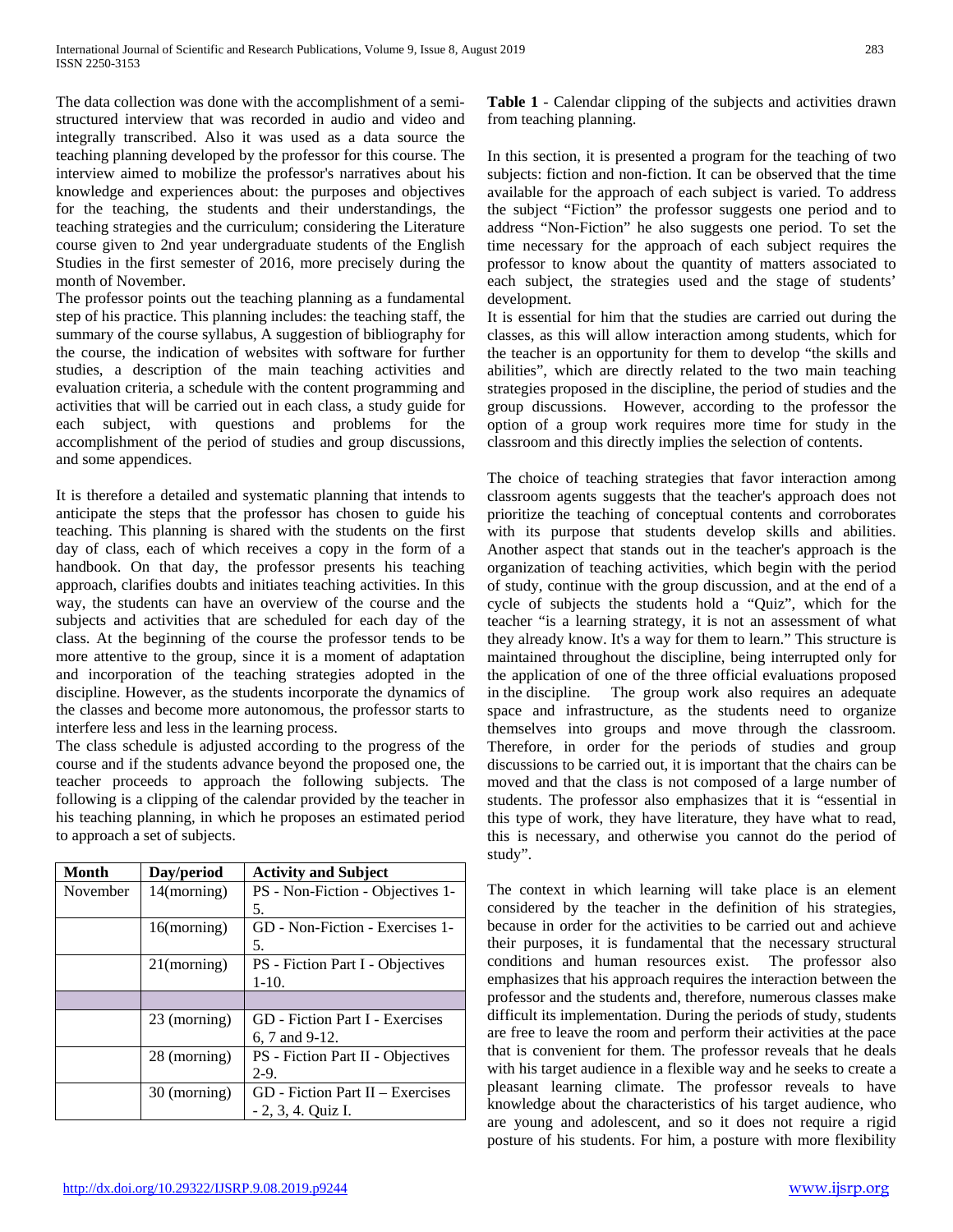The data collection was done with the accomplishment of a semi-structured interview that was recorded in audio and video and integrally transcribed. Also it was used as a data source the teaching planning developed by the professor for this course. The interview aimed to mobilize the professor's narratives about his knowledge and experiences about: the purposes and objectives for the teaching, the students and their understandings, the teaching strategies and the curriculum; considering the Literature course given to 2nd year undergraduate students of the English Studies in the first semester of 2016, more precisely during the month of November.

The professor points out the teaching planning as a fundamental step of his practice. This planning includes: the teaching staff, the summary of the course syllabus, A suggestion of bibliography for the course, the indication of websites with software for further studies, a description of the main teaching activities and evaluation criteria, a schedule with the content programming and activities that will be carried out in each class, a study guide for each subject, with questions and problems for the accomplishment of the period of studies and group discussions, and some appendices.

It is therefore a detailed and systematic planning that intends to anticipate the steps that the professor has chosen to guide his teaching. This planning is shared with the students on the first day of class, each of which receives a copy in the form of a handbook. On that day, the professor presents his teaching approach, clarifies doubts and initiates teaching activities. In this way, the students can have an overview of the course and the subjects and activities that are scheduled for each day of the class. At the beginning of the course the professor tends to be more attentive to the group, since it is a moment of adaptation and incorporation of the teaching strategies adopted in the discipline. However, as the students incorporate the dynamics of the classes and become more autonomous, the professor starts to interfere less and less in the learning process.

The class schedule is adjusted according to the progress of the course and if the students advance beyond the proposed one, the teacher proceeds to approach the following subjects. The following is a clipping of the calendar provided by the teacher in his teaching planning, in which he proposes an estimated period to approach a set of subjects.

| Month | Day/period | Activity and Subject |
|---|---|---|
| November | 14(morning) | PS - Non-Fiction - Objectives 1-5. |
| | 16(morning) | GD - Non-Fiction - Exercises 1-5. |
| | 21(morning) | PS - Fiction Part I - Objectives 1-10. |
| | | |
| | 23 (morning) | GD - Fiction Part I - Exercises 6, 7 and 9-12. |
| | 28 (morning) | PS - Fiction Part II - Objectives 2-9. |
| | 30 (morning) | GD - Fiction Part II – Exercises - 2, 3, 4. Quiz I. |

**Table 1** - Calendar clipping of the subjects and activities drawn from teaching planning.

In this section, it is presented a program for the teaching of two subjects: fiction and non-fiction. It can be observed that the time available for the approach of each subject is varied. To address the subject "Fiction" the professor suggests one period and to address "Non-Fiction" he also suggests one period. To set the time necessary for the approach of each subject requires the professor to know about the quantity of matters associated to each subject, the strategies used and the stage of students' development.

It is essential for him that the studies are carried out during the classes, as this will allow interaction among students, which for the teacher is an opportunity for them to develop "the skills and abilities", which are directly related to the two main teaching strategies proposed in the discipline, the period of studies and the group discussions. However, according to the professor the option of a group work requires more time for study in the classroom and this directly implies the selection of contents.

The choice of teaching strategies that favor interaction among classroom agents suggests that the teacher's approach does not prioritize the teaching of conceptual contents and corroborates with its purpose that students develop skills and abilities. Another aspect that stands out in the teacher's approach is the organization of teaching activities, which begin with the period of study, continue with the group discussion, and at the end of a cycle of subjects the students hold a "Quiz", which for the teacher "is a learning strategy, it is not an assessment of what they already know. It's a way for them to learn." This structure is maintained throughout the discipline, being interrupted only for the application of one of the three official evaluations proposed in the discipline. The group work also requires an adequate space and infrastructure, as the students need to organize themselves into groups and move through the classroom. Therefore, in order for the periods of studies and group discussions to be carried out, it is important that the chairs can be moved and that the class is not composed of a large number of students. The professor also emphasizes that it is "essential in this type of work, they have literature, they have what to read, this is necessary, and otherwise you cannot do the period of study".

The context in which learning will take place is an element considered by the teacher in the definition of his strategies, because in order for the activities to be carried out and achieve their purposes, it is fundamental that the necessary structural conditions and human resources exist. The professor also emphasizes that his approach requires the interaction between the professor and the students and, therefore, numerous classes make difficult its implementation. During the periods of study, students are free to leave the room and perform their activities at the pace that is convenient for them. The professor reveals that he deals with his target audience in a flexible way and he seeks to create a pleasant learning climate. The professor reveals to have knowledge about the characteristics of his target audience, who are young and adolescent, and so it does not require a rigid posture of his students. For him, a posture with more flexibility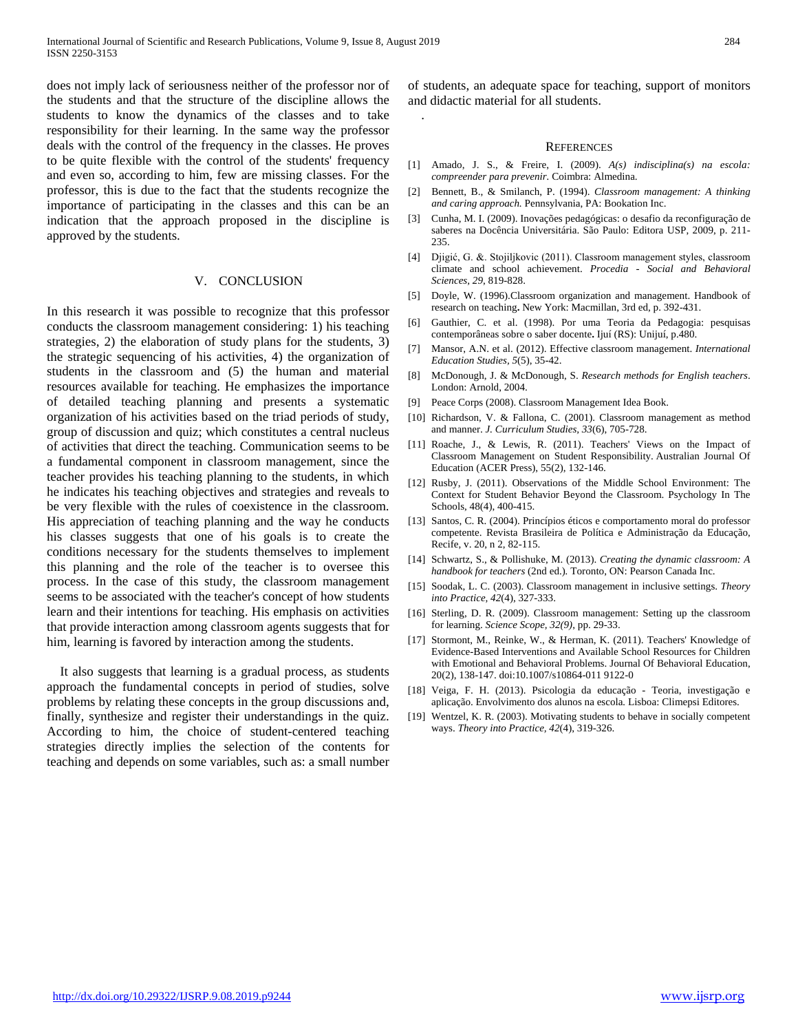does not imply lack of seriousness neither of the professor nor of the students and that the structure of the discipline allows the students to know the dynamics of the classes and to take responsibility for their learning. In the same way the professor deals with the control of the frequency in the classes. He proves to be quite flexible with the control of the students' frequency and even so, according to him, few are missing classes. For the professor, this is due to the fact that the students recognize the importance of participating in the classes and this can be an indication that the approach proposed in the discipline is approved by the students.

## V. Conclusion

In this research it was possible to recognize that this professor conducts the classroom management considering: 1) his teaching strategies, 2) the elaboration of study plans for the students, 3) the strategic sequencing of his activities, 4) the organization of students in the classroom and (5) the human and material resources available for teaching. He emphasizes the importance of detailed teaching planning and presents a systematic organization of his activities based on the triad periods of study, group of discussion and quiz; which constitutes a central nucleus of activities that direct the teaching. Communication seems to be a fundamental component in classroom management, since the teacher provides his teaching planning to the students, in which he indicates his teaching objectives and strategies and reveals to be very flexible with the rules of coexistence in the classroom. His appreciation of teaching planning and the way he conducts his classes suggests that one of his goals is to create the conditions necessary for the students themselves to implement this planning and the role of the teacher is to oversee this process. In the case of this study, the classroom management seems to be associated with the teacher's concept of how students learn and their intentions for teaching. His emphasis on activities that provide interaction among classroom agents suggests that for him, learning is favored by interaction among the students.

It also suggests that learning is a gradual process, as students approach the fundamental concepts in period of studies, solve problems by relating these concepts in the group discussions and, finally, synthesize and register their understandings in the quiz. According to him, the choice of student-centered teaching strategies directly implies the selection of the contents for teaching and depends on some variables, such as: a small number of students, an adequate space for teaching, support of monitors and didactic material for all students.

## References

[1] Amado, J. S., & Freire, I. (2009). *A(s) indisciplina(s) na escola: compreender para prevenir*. Coimbra: Almedina.

[2] Bennett, B., & Smilanch, P. (1994). *Classroom management: A thinking and caring approach.* Pennsylvania, PA: Bookation Inc.

[3] Cunha, M. I. (2009). Inovações pedagógicas: o desafio da reconfiguração de saberes na Docência Universitária. São Paulo: Editora USP, 2009, p. 211-235.

[4] Djigić, G. &. Stojiljkovic (2011). Classroom management styles, classroom climate and school achievement. *Procedia - Social and Behavioral Sciences, 29*, 819-828.

[5] Doyle, W. (1996).Classroom organization and management. Handbook of research on teaching**.** New York: Macmillan, 3rd ed, p. 392-431.

[6] Gauthier, C. et al. (1998). Por uma Teoria da Pedagogia: pesquisas contemporâneas sobre o saber docente**.** Ijuí (RS): Unijuí, p.480.

[7] Mansor, A.N. et al. (2012). Effective classroom management. *International Education Studies, 5*(5), 35-42.

[8] McDonough, J. & McDonough, S. *Research methods for English teachers*. London: Arnold, 2004.

[9] Peace Corps (2008). Classroom Management Idea Book.

[10] Richardson, V. & Fallona, C. (2001). Classroom management as method and manner. *J. Curriculum Studies, 33*(6), 705-728.

[11] Roache, J., & Lewis, R. (2011). Teachers' Views on the Impact of Classroom Management on Student Responsibility. Australian Journal Of Education (ACER Press), 55(2), 132-146.

[12] Rusby, J. (2011). Observations of the Middle School Environment: The Context for Student Behavior Beyond the Classroom. Psychology In The Schools, 48(4), 400-415.

[13] Santos, C. R. (2004). Princípios éticos e comportamento moral do professor competente. Revista Brasileira de Política e Administração da Educação, Recife, v. 20, n 2, 82-115.

[14] Schwartz, S., & Pollishuke, M. (2013). *Creating the dynamic classroom: A handbook for teachers* (2nd ed.). Toronto, ON: Pearson Canada Inc.

[15] Soodak, L. C. (2003). Classroom management in inclusive settings. *Theory into Practice, 42*(4), 327-333.

[16] Sterling, D. R. (2009). Classroom management: Setting up the classroom for learning. *Science Scope, 32(9)*, pp. 29-33.

[17] Stormont, M., Reinke, W., & Herman, K. (2011). Teachers' Knowledge of Evidence-Based Interventions and Available School Resources for Children with Emotional and Behavioral Problems. Journal Of Behavioral Education, 20(2), 138-147. doi:10.1007/s10864-011 9122-0

[18] Veiga, F. H. (2013). Psicologia da educação - Teoria, investigação e aplicação. Envolvimento dos alunos na escola. Lisboa: Climepsi Editores.

[19] Wentzel, K. R. (2003). Motivating students to behave in socially competent ways. *Theory into Practice, 42*(4), 319-326.